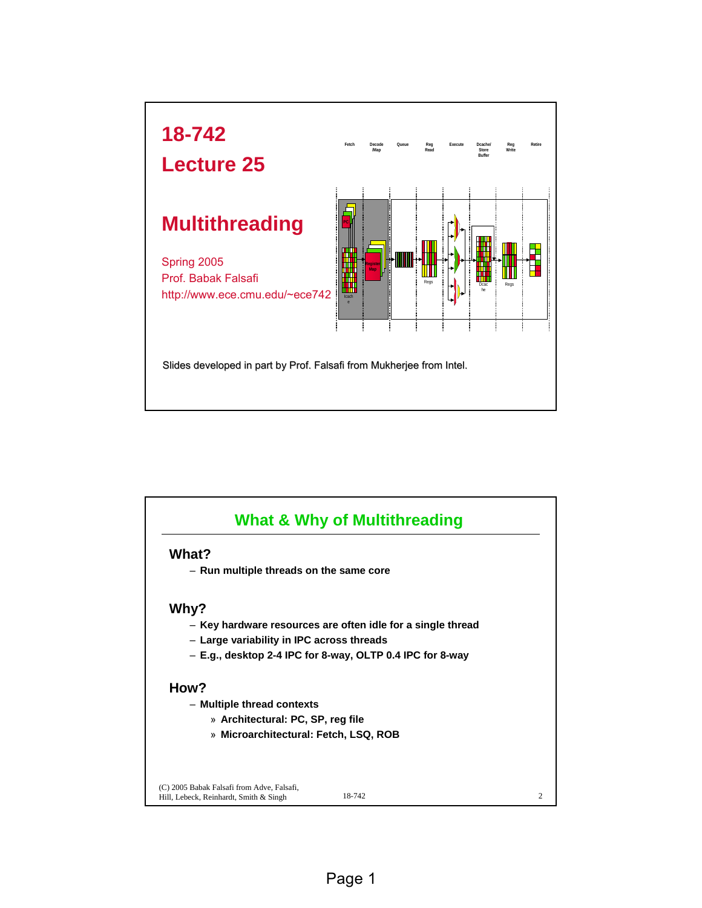# 18-742
# Lecture 25

## Multithreading

Spring 2005
Prof. Babak Falsafi
http://www.ece.cmu.edu/~ece742

Slides developed in part by Prof. Falsafi from Mukherjee from Intel.

## What & Why of Multithreading

**What?**

- **Run multiple threads on the same core**

**Why?**

- **Key hardware resources are often idle for a single thread**
- **Large variability in IPC across threads**
- **E.g., desktop 2-4 IPC for 8-way, OLTP 0.4 IPC for 8-way**

**How?**

- **Multiple thread contexts**
  - » **Architectural: PC, SP, reg file**
  - » **Microarchitectural: Fetch, LSQ, ROB**

(C) 2005 Babak Falsafi from Adve, Falsafi, Hill, Lebeck, Reinhardt, Smith & Singh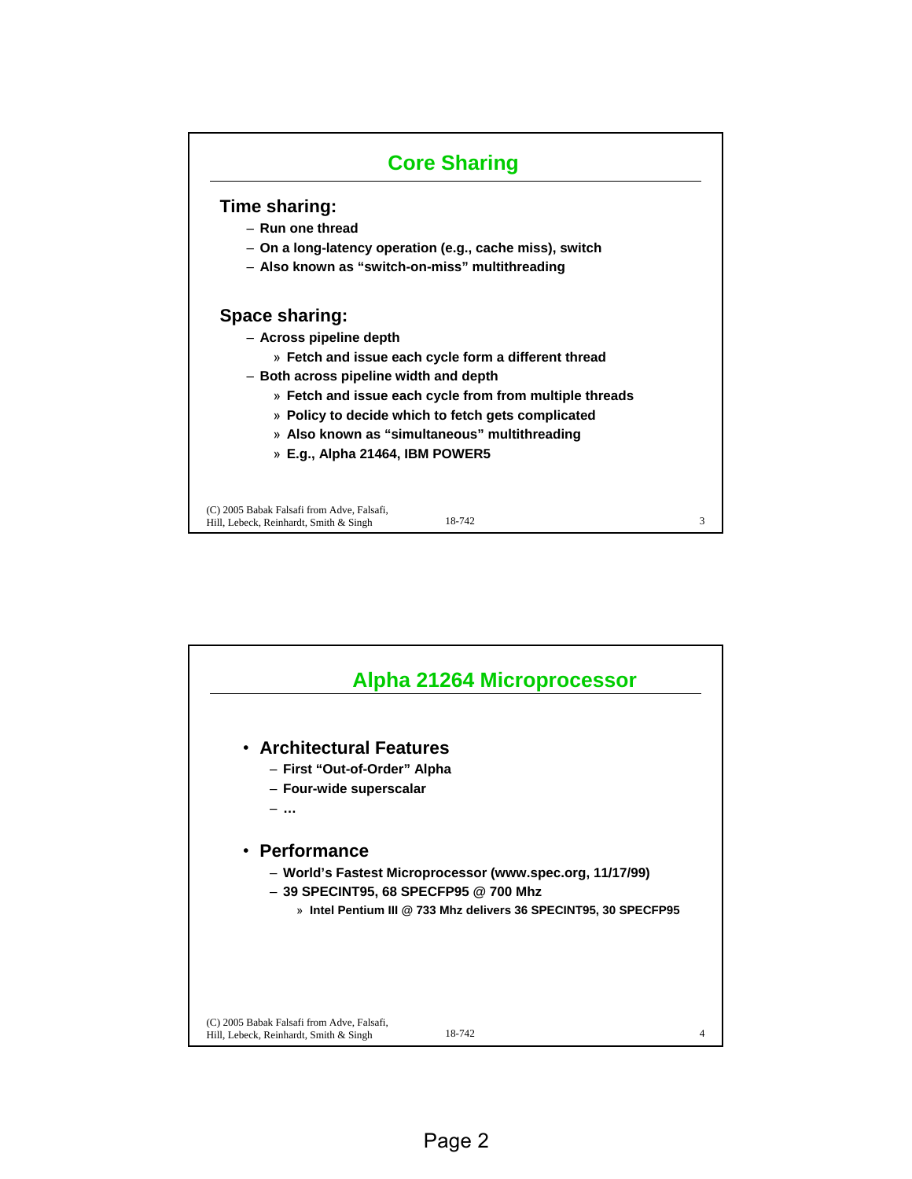## Core Sharing

### Time sharing:

- Run one thread
- On a long-latency operation (e.g., cache miss), switch
- Also known as "switch-on-miss" multithreading

### Space sharing:

- Across pipeline depth
  - » Fetch and issue each cycle form a different thread
- Both across pipeline width and depth
  - » Fetch and issue each cycle from from multiple threads
  - » Policy to decide which to fetch gets complicated
  - » Also known as "simultaneous" multithreading
  - » E.g., Alpha 21464, IBM POWER5

## Alpha 21264 Microprocessor

- **Architectural Features**
  - First "Out-of-Order" Alpha
  - Four-wide superscalar
  - …
- **Performance**
  - World's Fastest Microprocessor (www.spec.org, 11/17/99)
  - 39 SPECINT95, 68 SPECFP95 @ 700 Mhz
    - » Intel Pentium III @ 733 Mhz delivers 36 SPECINT95, 30 SPECFP95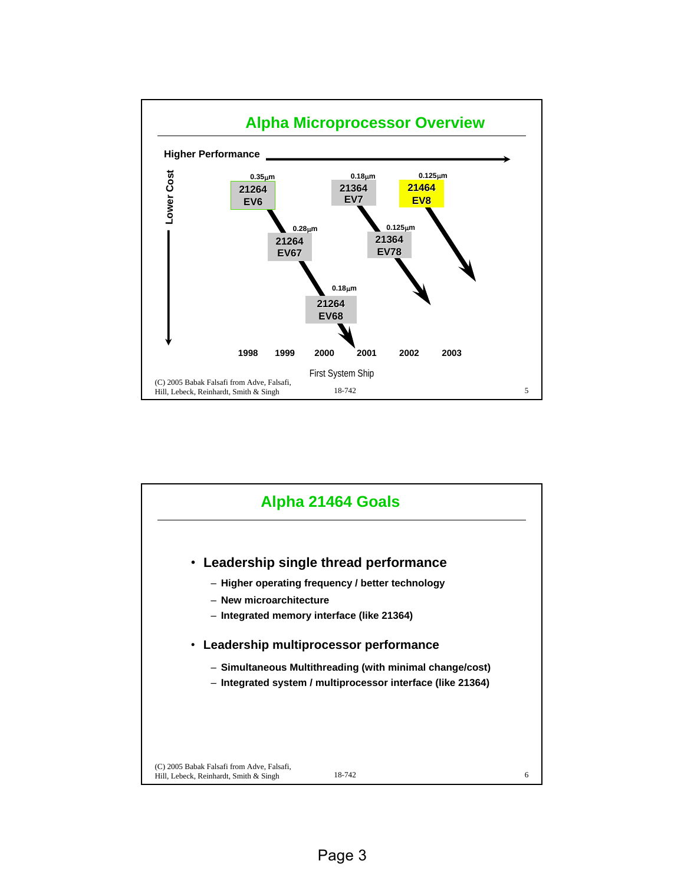## Alpha Microprocessor Overview

**Higher Performance** →

**Lower Cost** ↓

| Chip | Process |
| --- | --- |
| 21264 EV6 | 0.35μm |
| 21264 EV67 | 0.28μm |
| 21264 EV68 | 0.18μm |
| 21364 EV7 | 0.18μm |
| 21364 EV78 | 0.125μm |
| 21464 EV8 | 0.125μm |

1998 1999 2000 2001 2002 2003

First System Ship

(C) 2005 Babak Falsafi from Adve, Falsafi, Hill, Lebeck, Reinhardt, Smith & Singh — 18-742

## Alpha 21464 Goals

- **Leadership single thread performance**
  - **Higher operating frequency / better technology**
  - **New microarchitecture**
  - **Integrated memory interface (like 21364)**
- **Leadership multiprocessor performance**
  - **Simultaneous Multithreading (with minimal change/cost)**
  - **Integrated system / multiprocessor interface (like 21364)**

(C) 2005 Babak Falsafi from Adve, Falsafi, Hill, Lebeck, Reinhardt, Smith & Singh — 18-742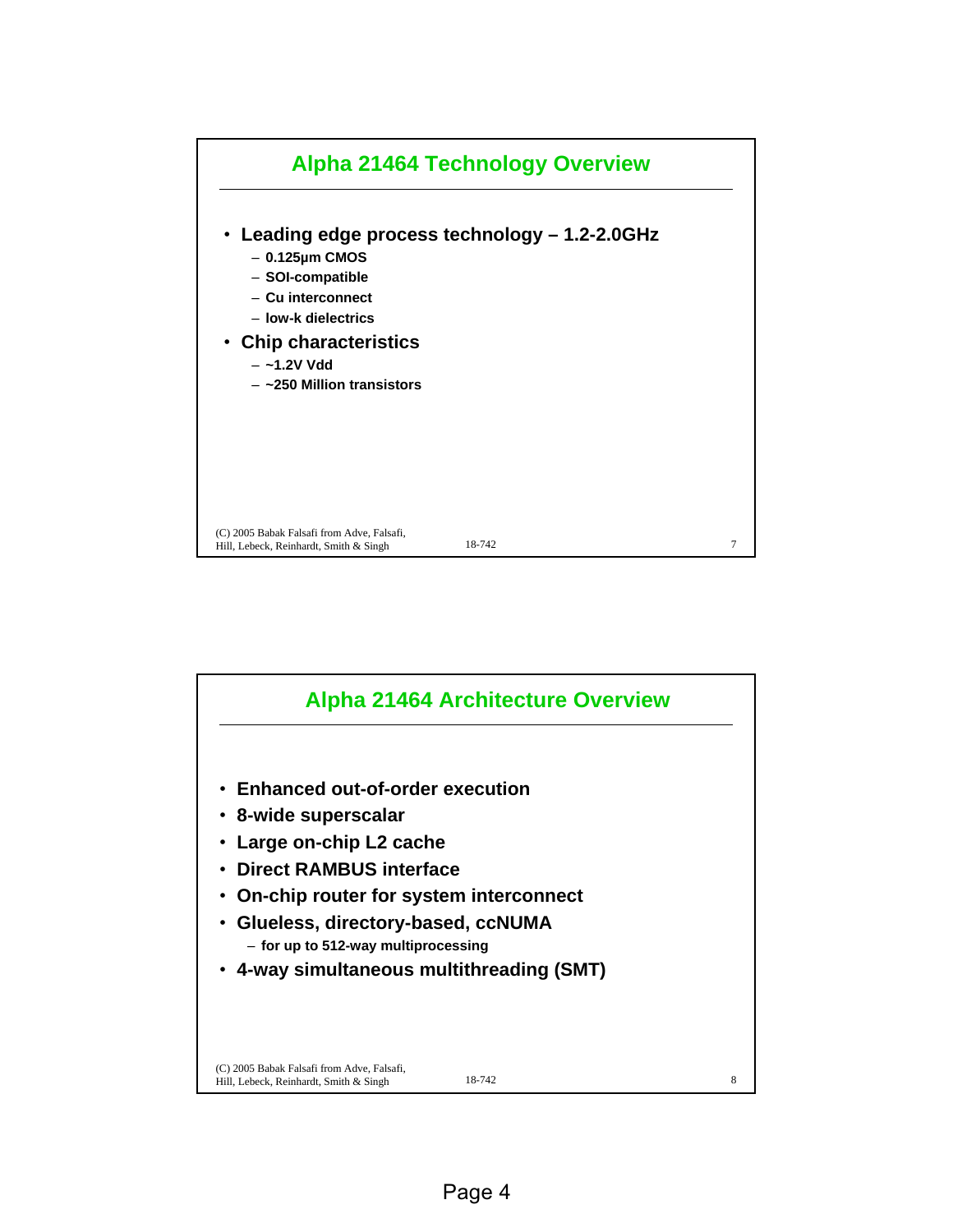## Alpha 21464 Technology Overview

- **Leading edge process technology – 1.2-2.0GHz**
  - **0.125µm CMOS**
  - **SOI-compatible**
  - **Cu interconnect**
  - **low-k dielectrics**
- **Chip characteristics**
  - **~1.2V Vdd**
  - **~250 Million transistors**

## Alpha 21464 Architecture Overview

- **Enhanced out-of-order execution**
- **8-wide superscalar**
- **Large on-chip L2 cache**
- **Direct RAMBUS interface**
- **On-chip router for system interconnect**
- **Glueless, directory-based, ccNUMA**
  - **for up to 512-way multiprocessing**
- **4-way simultaneous multithreading (SMT)**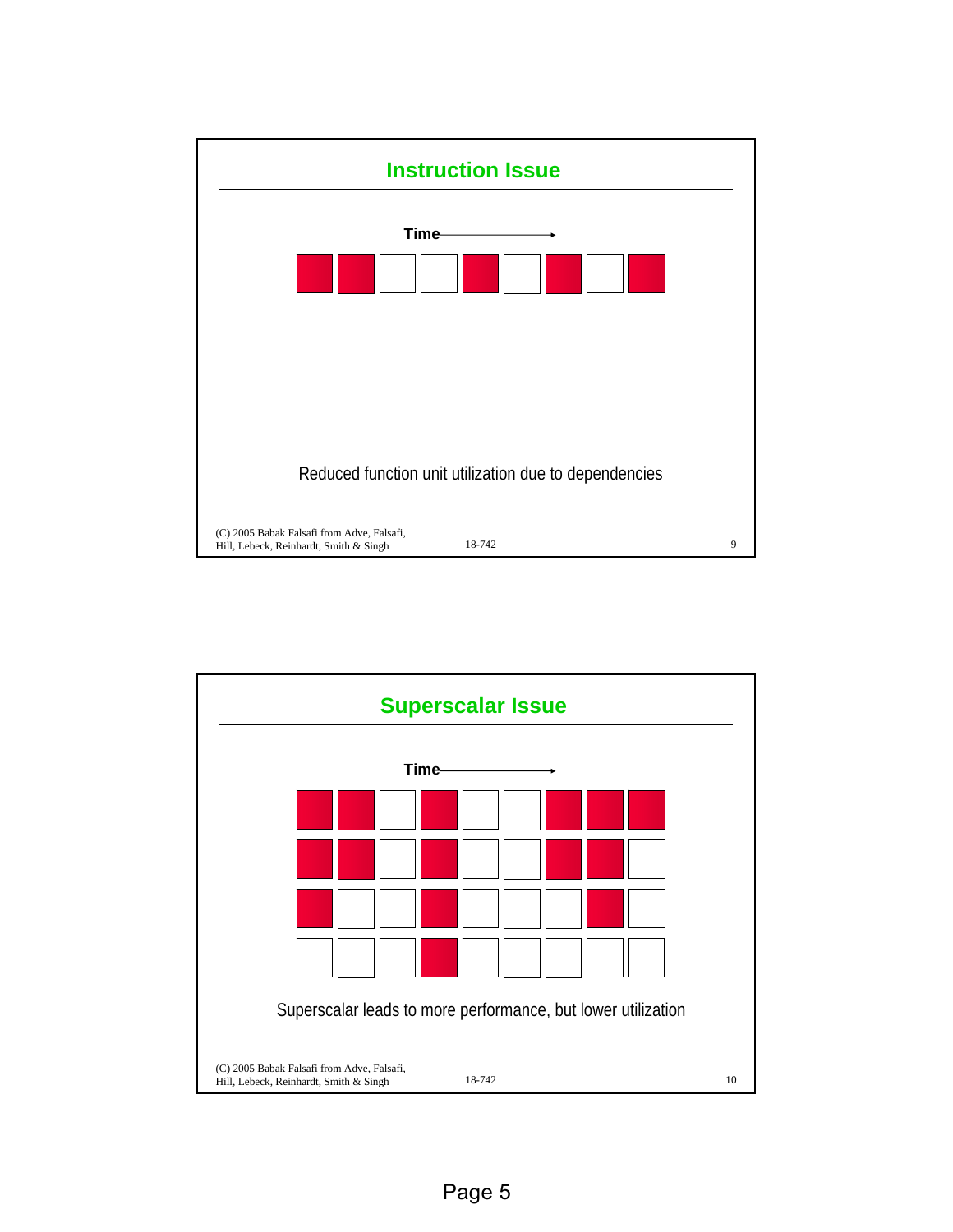## Instruction Issue

Time ⟶

Reduced function unit utilization due to dependencies

## Superscalar Issue

Time ⟶

Superscalar leads to more performance, but lower utilization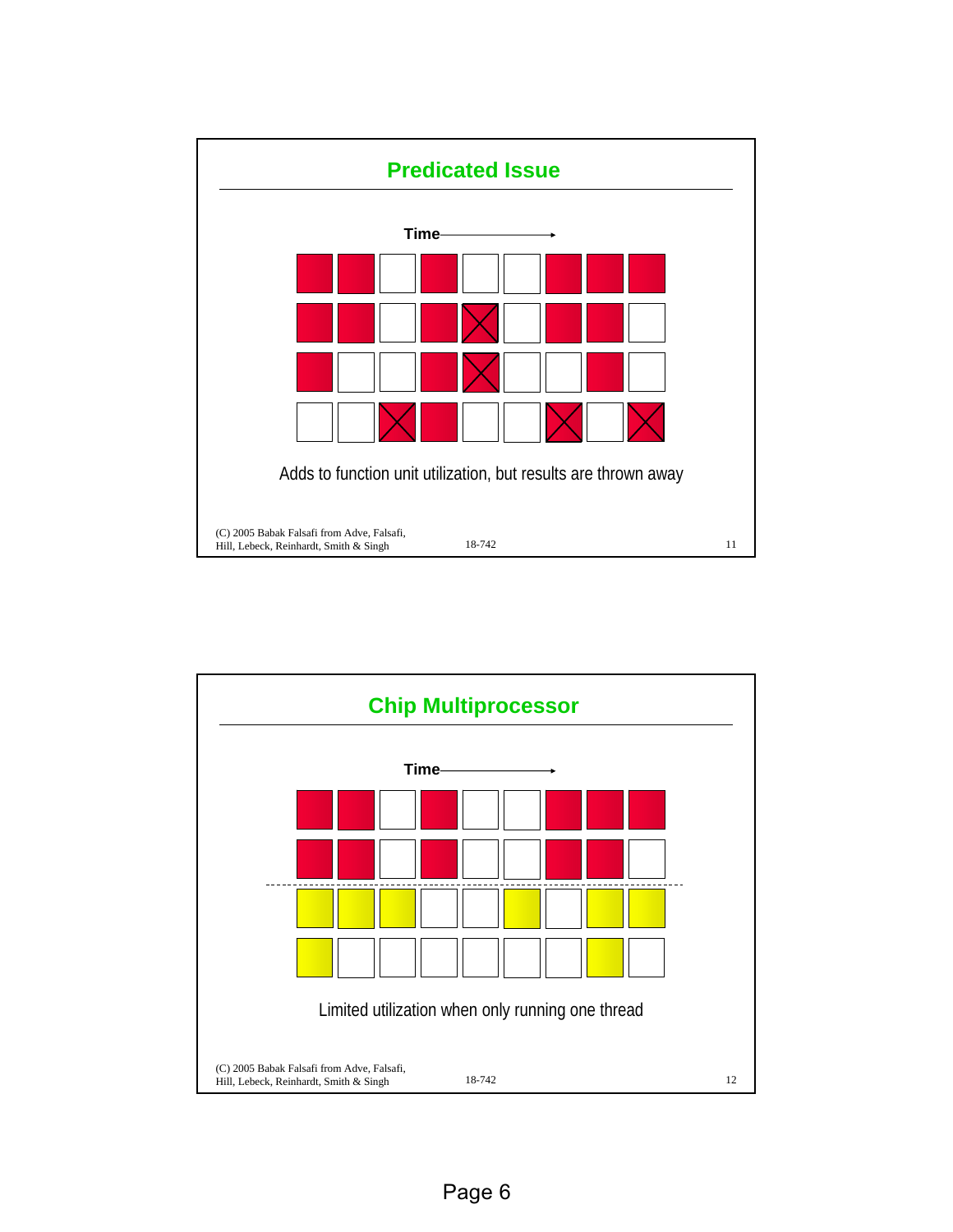## Predicated Issue

Time

Adds to function unit utilization, but results are thrown away

(C) 2005 Babak Falsafi from Adve, Falsafi, Hill, Lebeck, Reinhardt, Smith & Singh

18-742

## Chip Multiprocessor

Time

Limited utilization when only running one thread

(C) 2005 Babak Falsafi from Adve, Falsafi, Hill, Lebeck, Reinhardt, Smith & Singh

18-742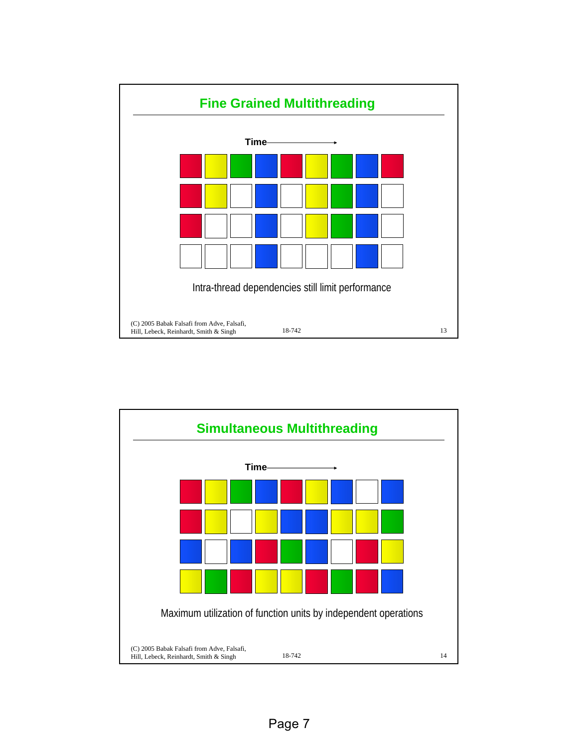## Fine Grained Multithreading

Time ⟶

Intra-thread dependencies still limit performance

(C) 2005 Babak Falsafi from Adve, Falsafi, Hill, Lebeck, Reinhardt, Smith & Singh

18-742

## Simultaneous Multithreading

Time ⟶

Maximum utilization of function units by independent operations

(C) 2005 Babak Falsafi from Adve, Falsafi, Hill, Lebeck, Reinhardt, Smith & Singh

18-742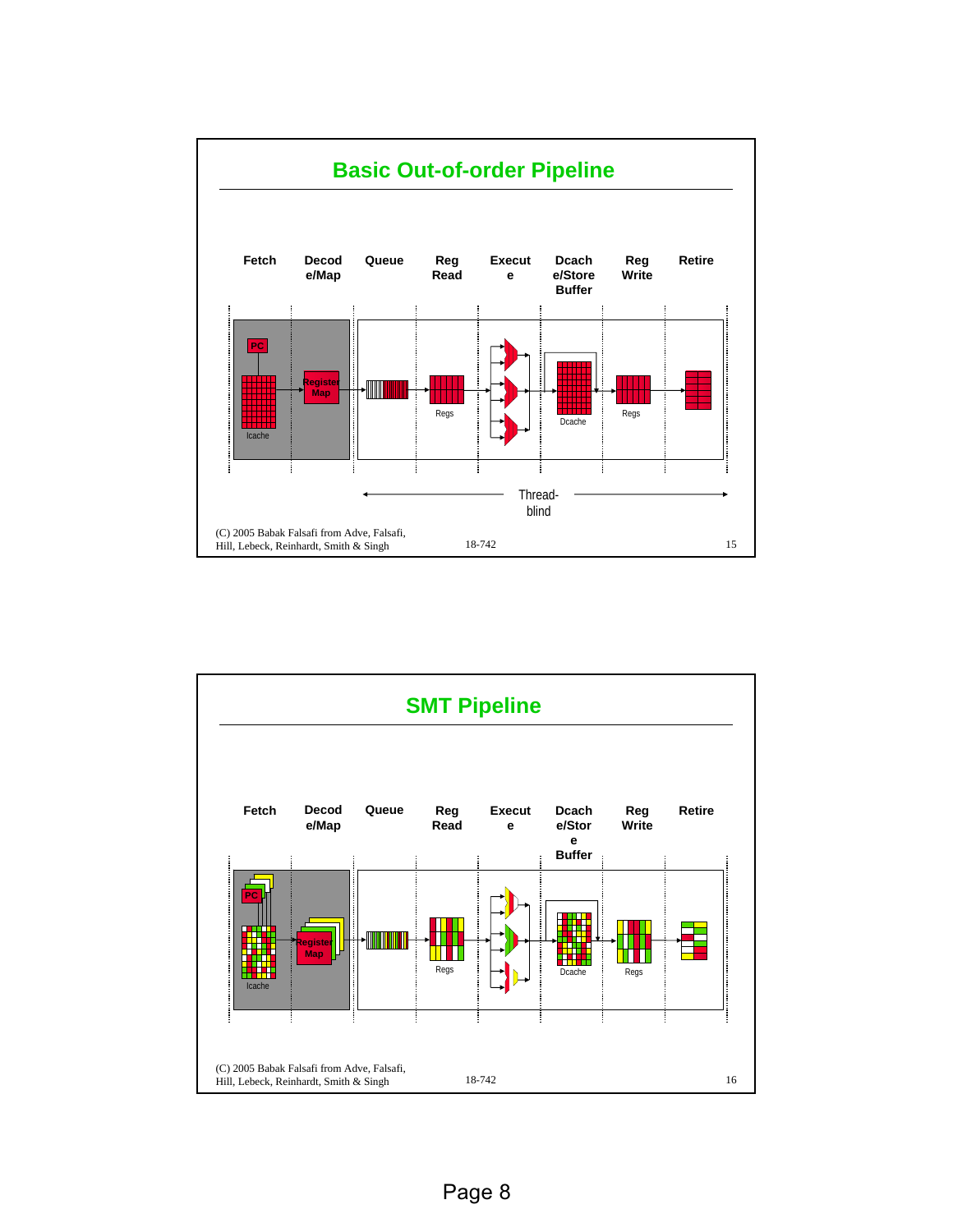# Basic Out-of-order Pipeline

| Fetch | Decode/Map | Queue | Reg Read | Execute | Dcache/Store Buffer | Reg Write | Retire |
|---|---|---|---|---|---|---|---|

PC, Icache, Register Map, Regs, Dcache, Regs

Thread-blind

(C) 2005 Babak Falsafi from Adve, Falsafi, Hill, Lebeck, Reinhardt, Smith & Singh

18-742

# SMT Pipeline

| Fetch | Decode/Map | Queue | Reg Read | Execute | Dcache/Store Buffer | Reg Write | Retire |
|---|---|---|---|---|---|---|---|

PC, Icache, Register Map, Regs, Dcache, Regs

(C) 2005 Babak Falsafi from Adve, Falsafi, Hill, Lebeck, Reinhardt, Smith & Singh

18-742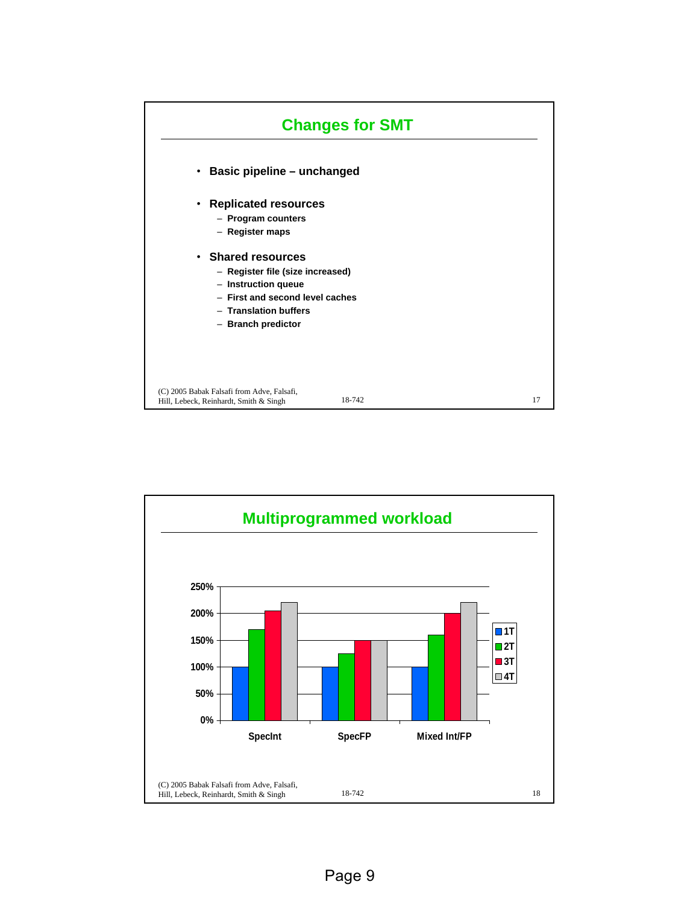## Changes for SMT

- **Basic pipeline – unchanged**
- **Replicated resources**
  - Program counters
  - Register maps
- **Shared resources**
  - Register file (size increased)
  - Instruction queue
  - First and second level caches
  - Translation buffers
  - Branch predictor

(C) 2005 Babak Falsafi from Adve, Falsafi, Hill, Lebeck, Reinhardt, Smith & Singh — 18-742

## Multiprogrammed workload

| | 1T | 2T | 3T | 4T |
|---|---|---|---|---|
| SpecInt | 100% | 170% | 205% | 220% |
| SpecFP | 100% | 125% | 150% | 150% |
| Mixed Int/FP | 100% | 160% | 200% | 220% |

(C) 2005 Babak Falsafi from Adve, Falsafi, Hill, Lebeck, Reinhardt, Smith & Singh — 18-742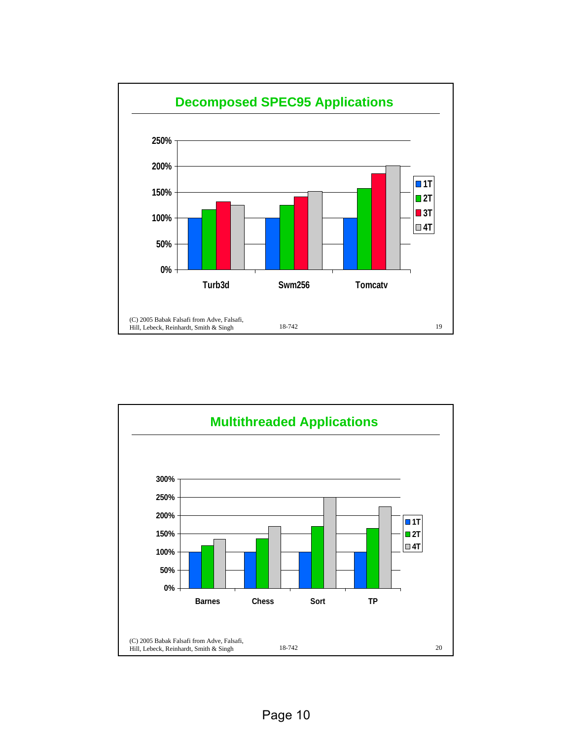## Decomposed SPEC95 Applications

| | 1T | 2T | 3T | 4T |
|---|---|---|---|---|
| Turb3d | 100% | 117% | 132% | 125% |
| Swm256 | 100% | 125% | 142% | 152% |
| Tomcatv | 100% | 157% | 186% | 201% |

(C) 2005 Babak Falsafi from Adve, Falsafi, Hill, Lebeck, Reinhardt, Smith & Singh

18-742

## Multithreaded Applications

| | 1T | 2T | 4T |
|---|---|---|---|
| Barnes | 100% | 118% | 135% |
| Chess | 100% | 137% | 170% |
| Sort | 100% | 170% | 250% |
| TP | 100% | 165% | 225% |

(C) 2005 Babak Falsafi from Adve, Falsafi, Hill, Lebeck, Reinhardt, Smith & Singh

18-742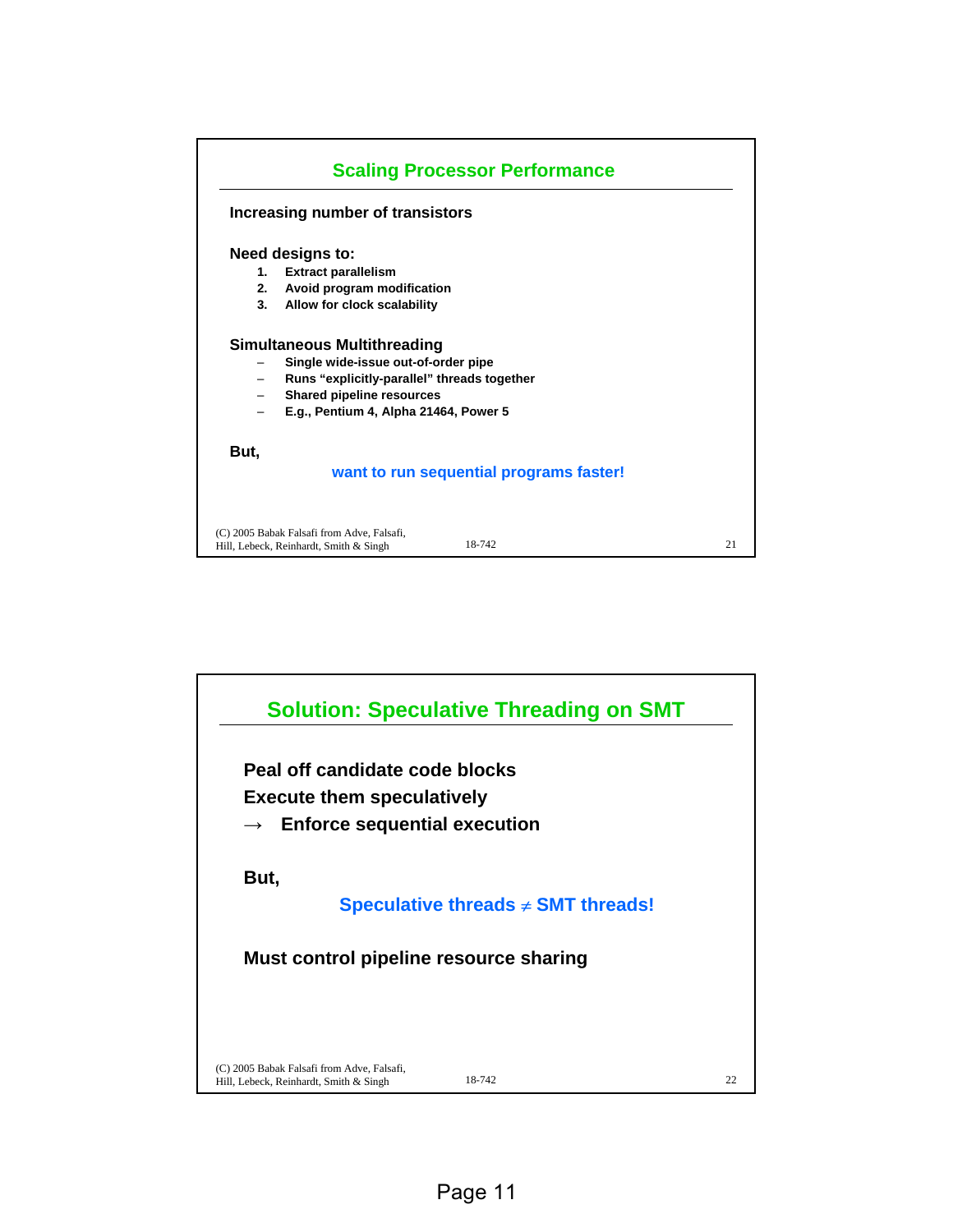## Scaling Processor Performance

**Increasing number of transistors**

**Need designs to:**

1. **Extract parallelism**
2. **Avoid program modification**
3. **Allow for clock scalability**

**Simultaneous Multithreading**

- **Single wide-issue out-of-order pipe**
- **Runs "explicitly-parallel" threads together**
- **Shared pipeline resources**
- **E.g., Pentium 4, Alpha 21464, Power 5**

**But,**

**want to run sequential programs faster!**

## Solution: Speculative Threading on SMT

**Peal off candidate code blocks**

**Execute them speculatively**

**→ Enforce sequential execution**

**But,**

**Speculative threads ≠ SMT threads!**

**Must control pipeline resource sharing**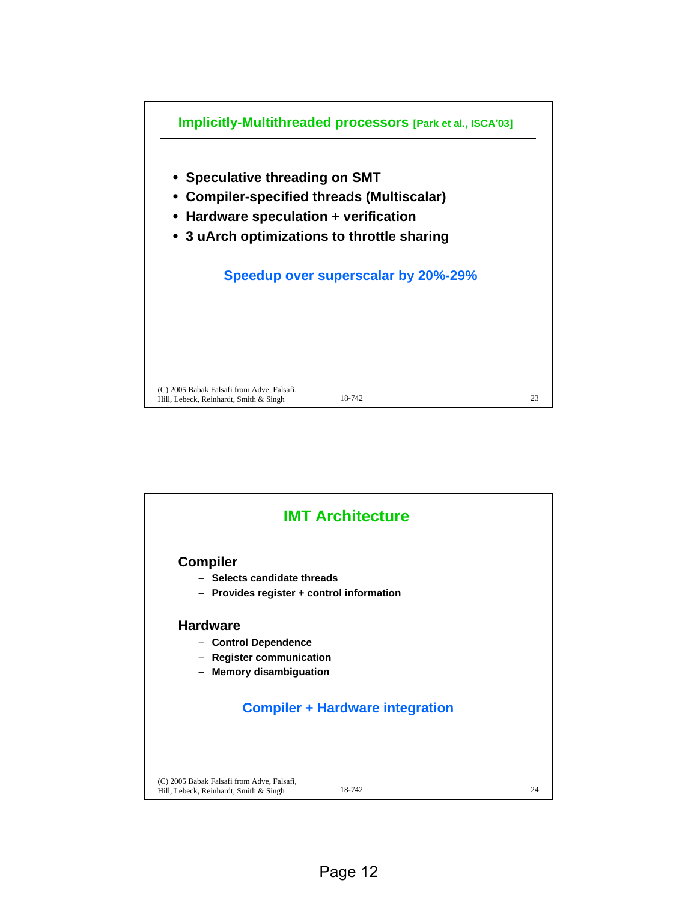## Implicitly-Multithreaded processors [Park et al., ISCA'03]

- **Speculative threading on SMT**
- **Compiler-specified threads (Multiscalar)**
- **Hardware speculation + verification**
- **3 uArch optimizations to throttle sharing**

**Speedup over superscalar by 20%-29%**

(C) 2005 Babak Falsafi from Adve, Falsafi, Hill, Lebeck, Reinhardt, Smith & Singh

## IMT Architecture

### Compiler

- **Selects candidate threads**
- **Provides register + control information**

### Hardware

- **Control Dependence**
- **Register communication**
- **Memory disambiguation**

**Compiler + Hardware integration**

(C) 2005 Babak Falsafi from Adve, Falsafi, Hill, Lebeck, Reinhardt, Smith & Singh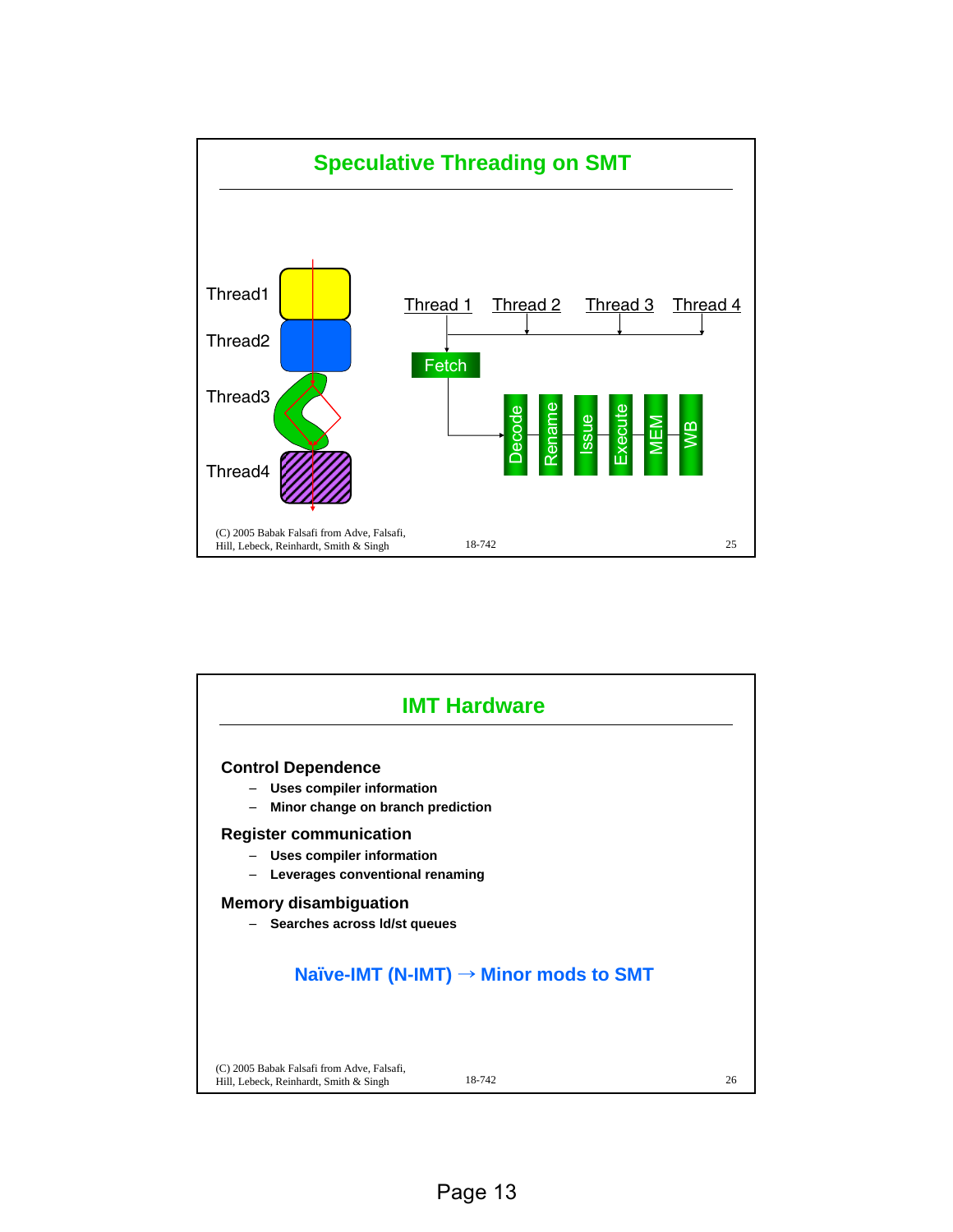## Speculative Threading on SMT

Thread1

Thread2

Thread3

Thread4

Thread 1 Thread 2 Thread 3 Thread 4

Fetch

Decode Rename Issue Execute MEM WB

## IMT Hardware

**Control Dependence**

- **Uses compiler information**
- **Minor change on branch prediction**

**Register communication**

- **Uses compiler information**
- **Leverages conventional renaming**

**Memory disambiguation**

- **Searches across ld/st queues**

**Naïve-IMT (N-IMT) → Minor mods to SMT**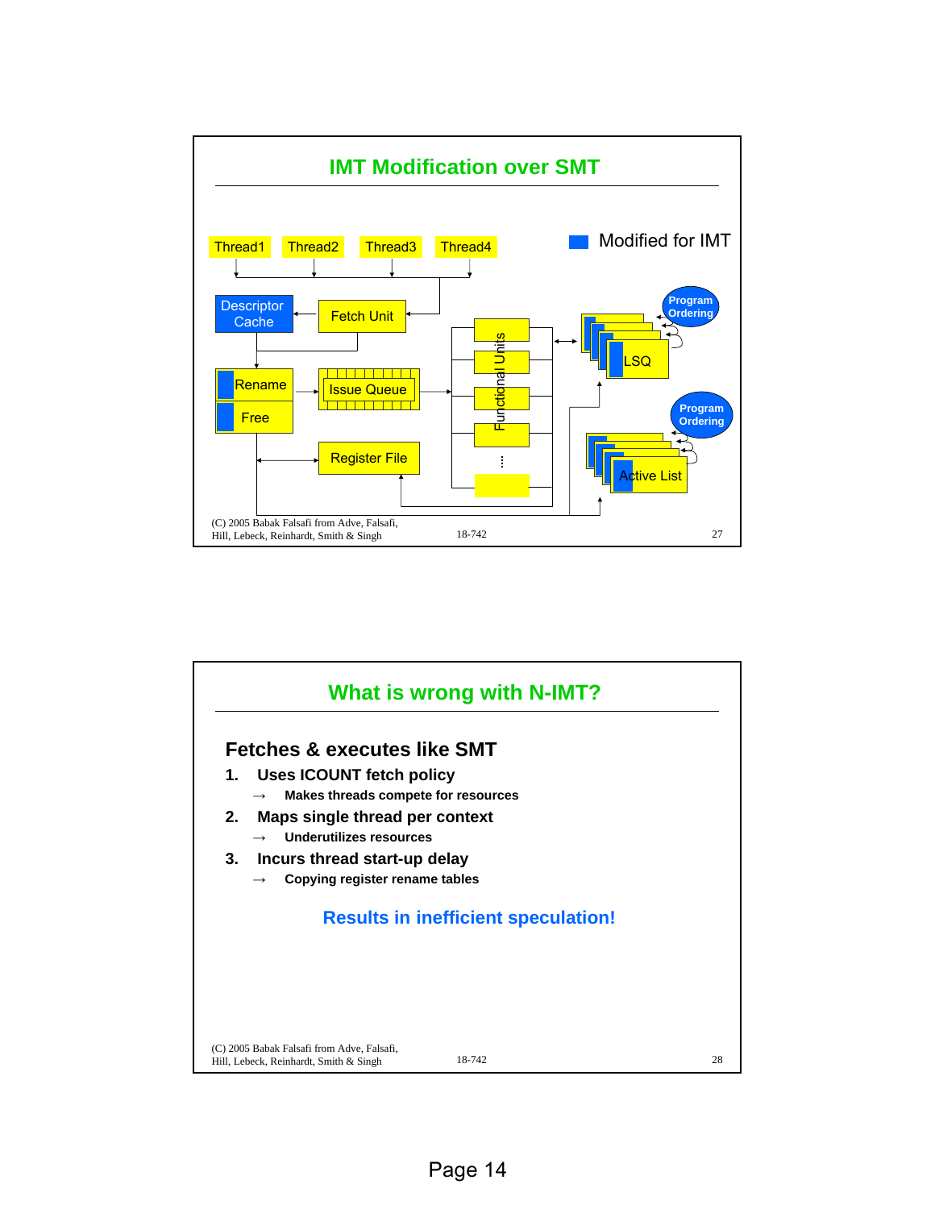## IMT Modification over SMT

Modified for IMT

Thread1 Thread2 Thread3 Thread4

Descriptor Cache

Fetch Unit

Rename

Free

Issue Queue

Register File

Functional Units

LSQ

Program Ordering

Active List

Program Ordering

(C) 2005 Babak Falsafi from Adve, Falsafi, Hill, Lebeck, Reinhardt, Smith & Singh

18-742

## What is wrong with N-IMT?

### Fetches & executes like SMT

1. **Uses ICOUNT fetch policy**
   - → **Makes threads compete for resources**
2. **Maps single thread per context**
   - → **Underutilizes resources**
3. **Incurs thread start-up delay**
   - → **Copying register rename tables**

**Results in inefficient speculation!**

(C) 2005 Babak Falsafi from Adve, Falsafi, Hill, Lebeck, Reinhardt, Smith & Singh

18-742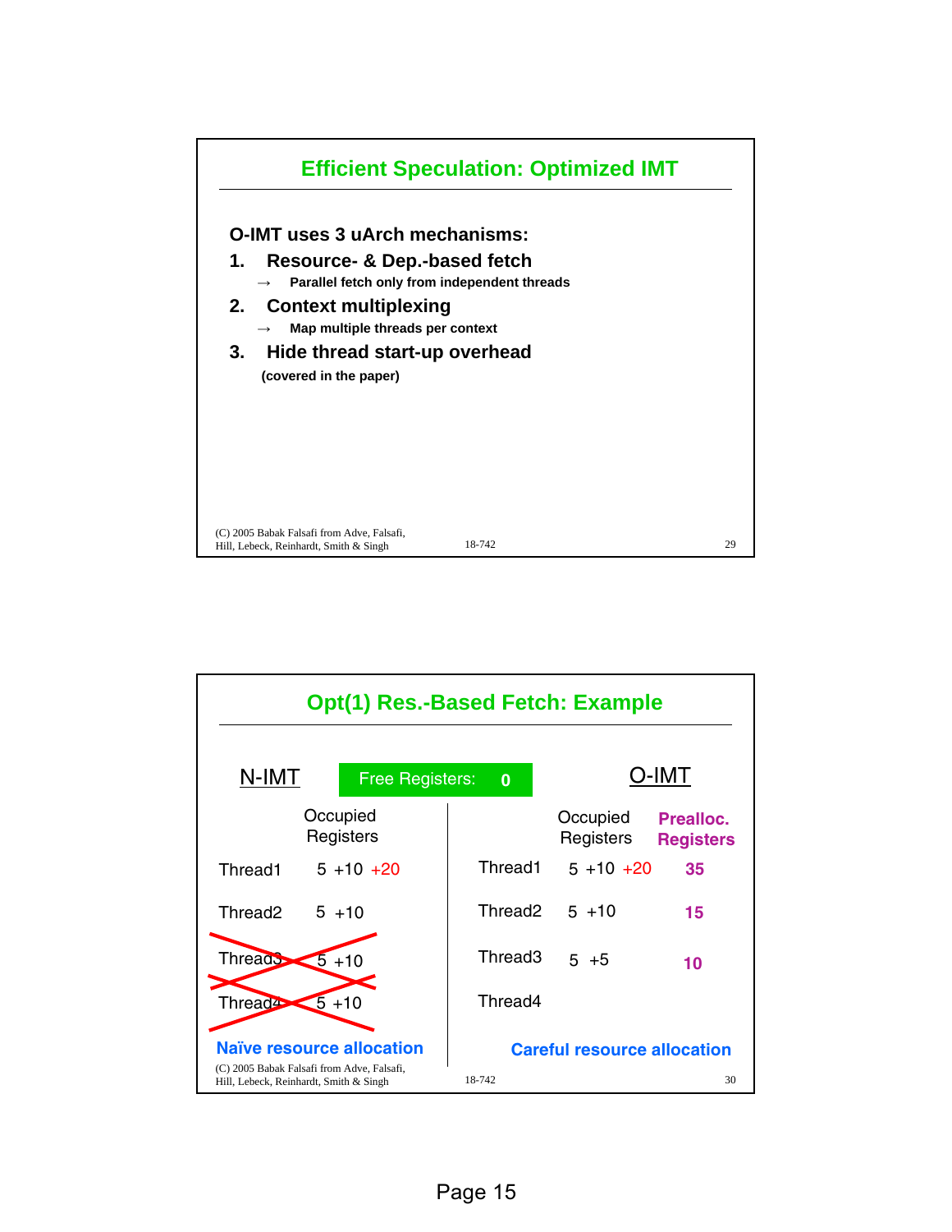## Efficient Speculation: Optimized IMT

**O-IMT uses 3 uArch mechanisms:**

1. **Resource- & Dep.-based fetch**
   → Parallel fetch only from independent threads
2. **Context multiplexing**
   → Map multiple threads per context
3. **Hide thread start-up overhead**
   (covered in the paper)

## Opt(1) Res.-Based Fetch: Example

**Free Registers: 0**

**N-IMT**

| | Occupied Registers |
|---|---|
| Thread1 | 5 +10 +20 |
| Thread2 | 5 +10 |
| ~~Thread3~~ | ~~5 +10~~ |
| ~~Thread4~~ | ~~5 +10~~ |

**Naïve resource allocation**

**O-IMT**

| | Occupied Registers | Prealloc. Registers |
|---|---|---|
| Thread1 | 5 +10 +20 | 35 |
| Thread2 | 5 +10 | 15 |
| Thread3 | 5 +5 | 10 |
| Thread4 | | |

**Careful resource allocation**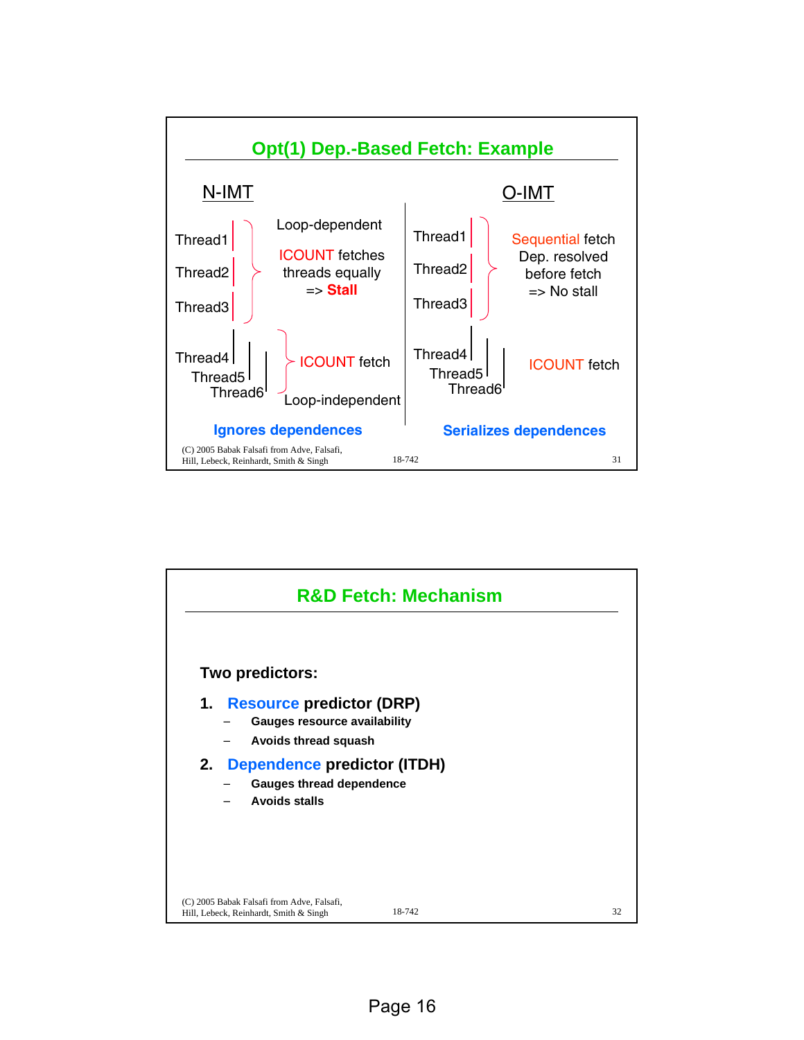## Opt(1) Dep.-Based Fetch: Example

**N-IMT**

Thread1, Thread2, Thread3 — Loop-dependent

ICOUNT fetches threads equally => **Stall**

Thread4, Thread5, Thread6 — ICOUNT fetch

Loop-independent

**Ignores dependences**

**O-IMT**

Thread1, Thread2, Thread3 — Sequential fetch
Dep. resolved before fetch
=> No stall

Thread4, Thread5, Thread6 — ICOUNT fetch

**Serializes dependences**

(C) 2005 Babak Falsafi from Adve, Falsafi, Hill, Lebeck, Reinhardt, Smith & Singh — 18-742

## R&D Fetch: Mechanism

**Two predictors:**

1. **Resource predictor (DRP)**
   - **Gauges resource availability**
   - **Avoids thread squash**
2. **Dependence predictor (ITDH)**
   - **Gauges thread dependence**
   - **Avoids stalls**

(C) 2005 Babak Falsafi from Adve, Falsafi, Hill, Lebeck, Reinhardt, Smith & Singh — 18-742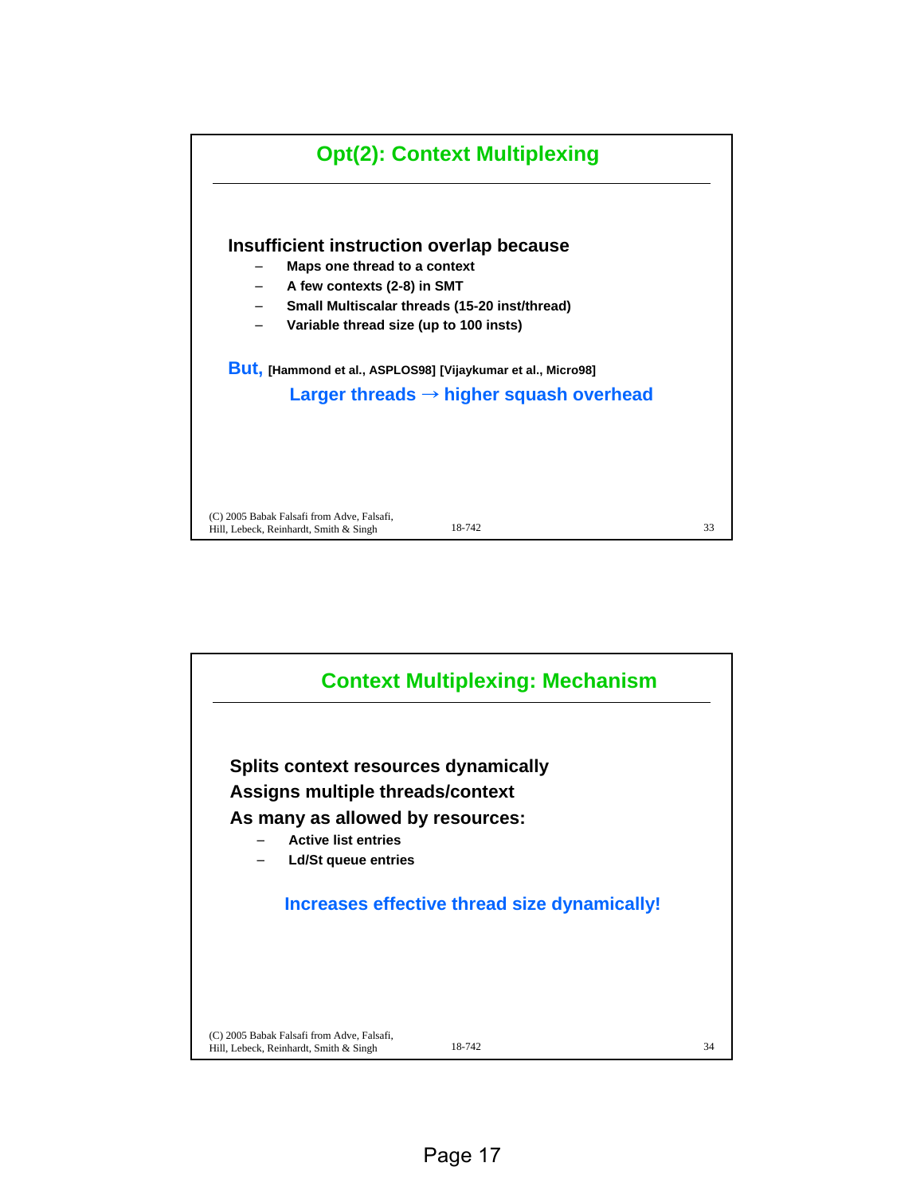## Opt(2): Context Multiplexing

**Insufficient instruction overlap because**

- Maps one thread to a context
- A few contexts (2-8) in SMT
- Small Multiscalar threads (15-20 inst/thread)
- Variable thread size (up to 100 insts)

But, [Hammond et al., ASPLOS98] [Vijaykumar et al., Micro98]

Larger threads → higher squash overhead

## Context Multiplexing: Mechanism

**Splits context resources dynamically**

**Assigns multiple threads/context**

**As many as allowed by resources:**

- Active list entries
- Ld/St queue entries

Increases effective thread size dynamically!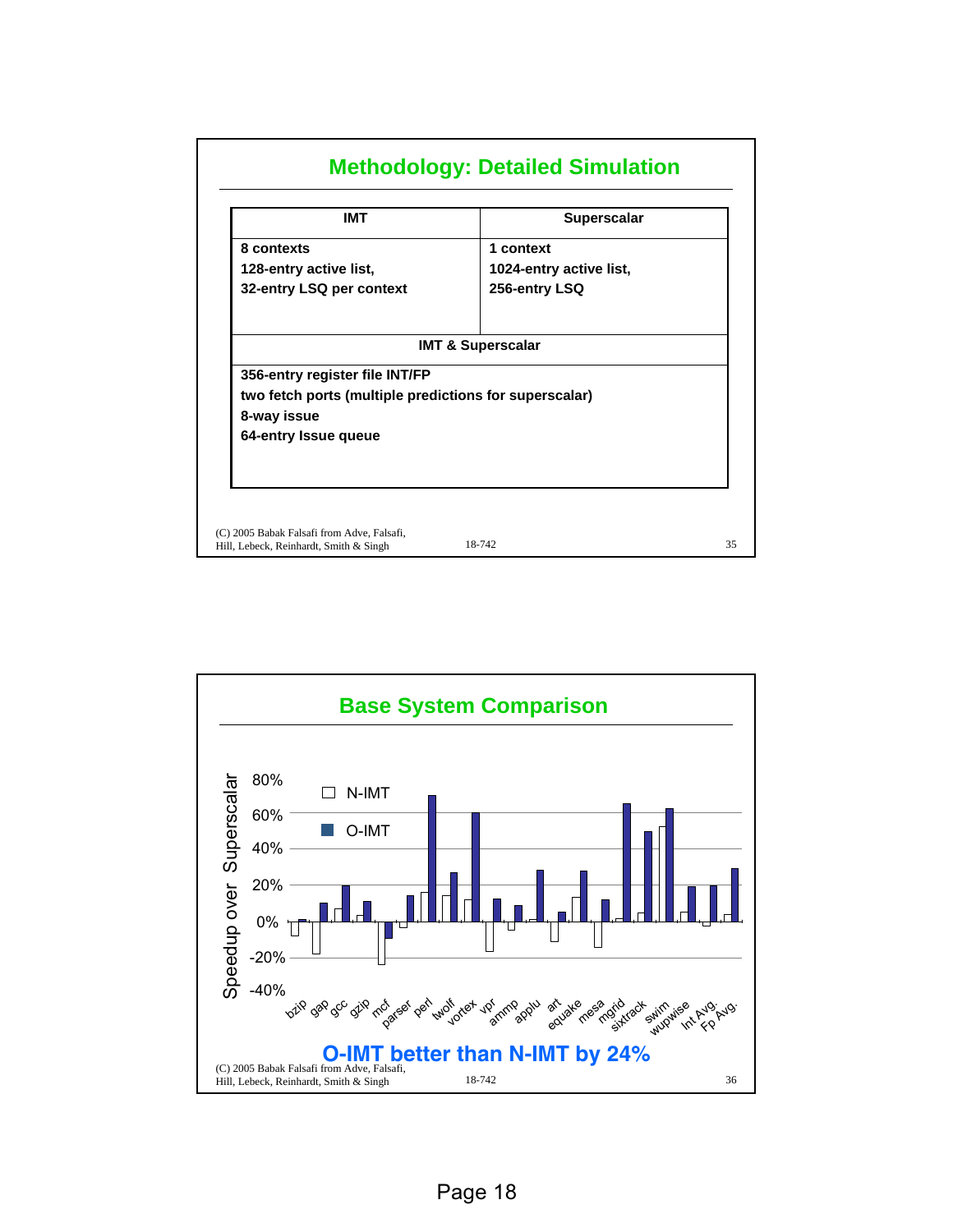## Methodology: Detailed Simulation

| IMT | Superscalar |
|---|---|
| 8 contexts<br>128-entry active list,<br>32-entry LSQ per context | 1 context<br>1024-entry active list,<br>256-entry LSQ |

**IMT & Superscalar**

- 356-entry register file INT/FP
- two fetch ports (multiple predictions for superscalar)
- 8-way issue
- 64-entry Issue queue

(C) 2005 Babak Falsafi from Adve, Falsafi, Hill, Lebeck, Reinhardt, Smith & Singh — 18-742

## Base System Comparison

Speedup over Superscalar (N-IMT vs. O-IMT) for bzip, gap, gcc, gzip, mcf, parser, perl, twolf, vortex, vpr, ammp, applu, art, equake, mesa, mgrid, sixtrack, swim, wupwise, Int Avg., Fp Avg.

**O-IMT better than N-IMT by 24%**

(C) 2005 Babak Falsafi from Adve, Falsafi, Hill, Lebeck, Reinhardt, Smith & Singh — 18-742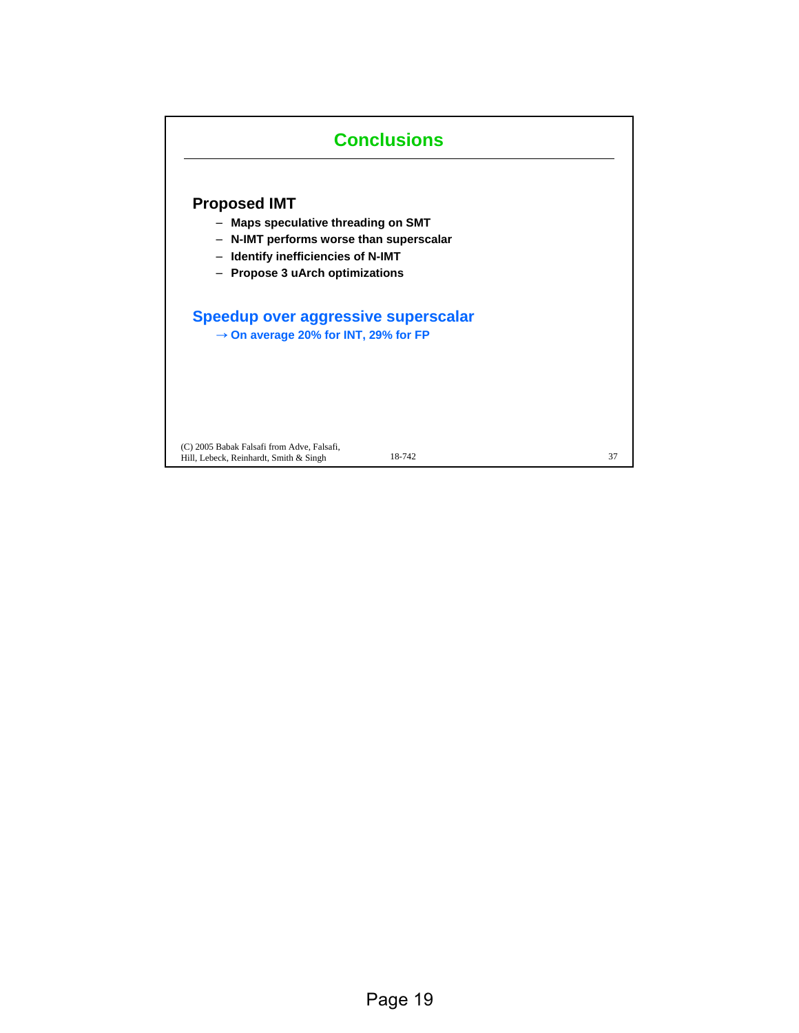# Conclusions

## Proposed IMT

- **Maps speculative threading on SMT**
- **N-IMT performs worse than superscalar**
- **Identify inefficiencies of N-IMT**
- **Propose 3 uArch optimizations**

## Speedup over aggressive superscalar

**→ On average 20% for INT, 29% for FP**

(C) 2005 Babak Falsafi from Adve, Falsafi, Hill, Lebeck, Reinhardt, Smith & Singh